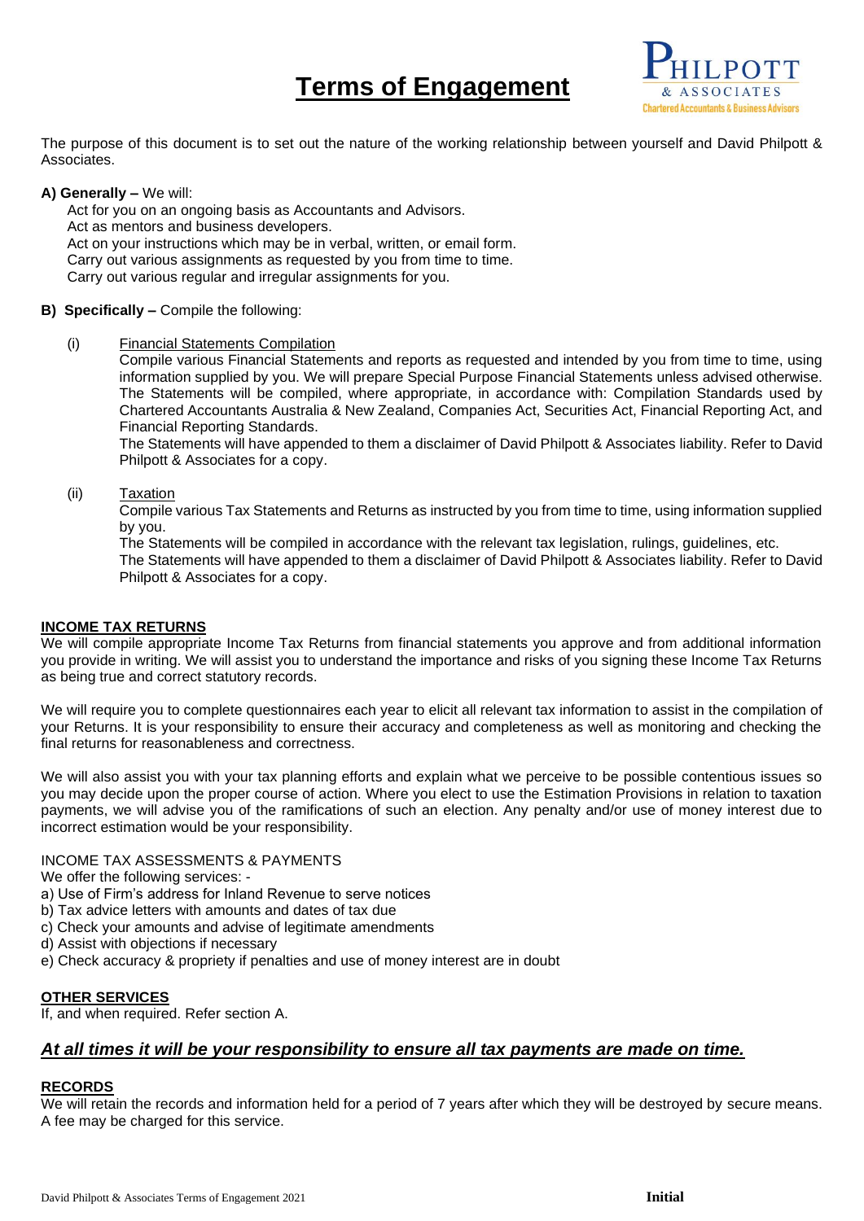# Terms of Engagement

The purpose of this document is to set out the nature of the working relationship between yourself and David Philpott & Associates.

**A) Generally –** We will:

Act for you on an ongoing basis as Accountants and Advisors.
Act as mentors and business developers.
Act on your instructions which may be in verbal, written, or email form.
Carry out various assignments as requested by you from time to time.
Carry out various regular and irregular assignments for you.

**B) Specifically –** Compile the following:

(i) Financial Statements Compilation

Compile various Financial Statements and reports as requested and intended by you from time to time, using information supplied by you. We will prepare Special Purpose Financial Statements unless advised otherwise. The Statements will be compiled, where appropriate, in accordance with: Compilation Standards used by Chartered Accountants Australia & New Zealand, Companies Act, Securities Act, Financial Reporting Act, and Financial Reporting Standards.

The Statements will have appended to them a disclaimer of David Philpott & Associates liability. Refer to David Philpott & Associates for a copy.

(ii) Taxation

Compile various Tax Statements and Returns as instructed by you from time to time, using information supplied by you.

The Statements will be compiled in accordance with the relevant tax legislation, rulings, guidelines, etc.

The Statements will have appended to them a disclaimer of David Philpott & Associates liability. Refer to David Philpott & Associates for a copy.

## INCOME TAX RETURNS

We will compile appropriate Income Tax Returns from financial statements you approve and from additional information you provide in writing. We will assist you to understand the importance and risks of you signing these Income Tax Returns as being true and correct statutory records.

We will require you to complete questionnaires each year to elicit all relevant tax information to assist in the compilation of your Returns. It is your responsibility to ensure their accuracy and completeness as well as monitoring and checking the final returns for reasonableness and correctness.

We will also assist you with your tax planning efforts and explain what we perceive to be possible contentious issues so you may decide upon the proper course of action. Where you elect to use the Estimation Provisions in relation to taxation payments, we will advise you of the ramifications of such an election. Any penalty and/or use of money interest due to incorrect estimation would be your responsibility.

INCOME TAX ASSESSMENTS & PAYMENTS

We offer the following services: -

a) Use of Firm's address for Inland Revenue to serve notices
b) Tax advice letters with amounts and dates of tax due
c) Check your amounts and advise of legitimate amendments
d) Assist with objections if necessary
e) Check accuracy & propriety if penalties and use of money interest are in doubt

## OTHER SERVICES

If, and when required. Refer section A.

***At all times it will be your responsibility to ensure all tax payments are made on time.***

## RECORDS

We will retain the records and information held for a period of 7 years after which they will be destroyed by secure means. A fee may be charged for this service.

**Initial**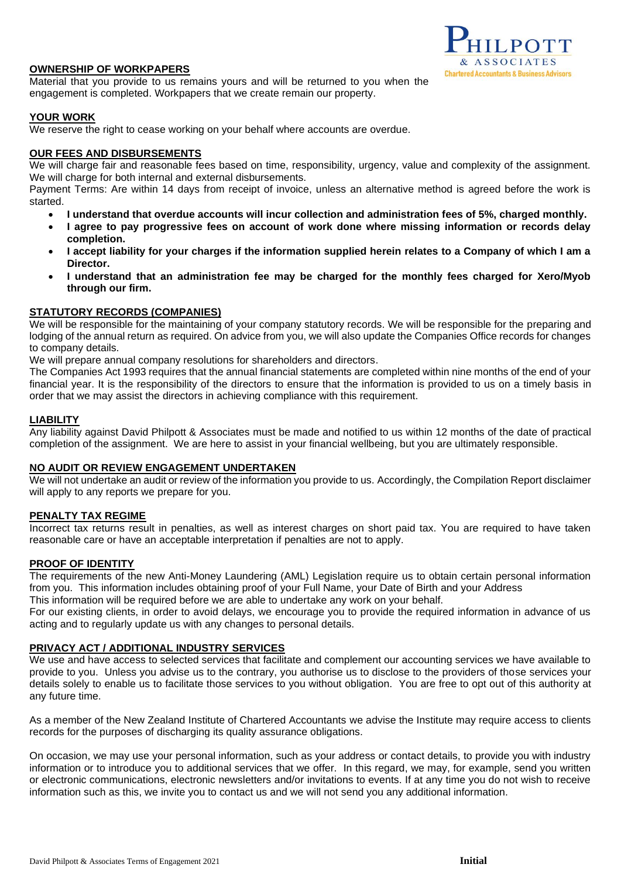## OWNERSHIP OF WORKPAPERS

Material that you provide to us remains yours and will be returned to you when the engagement is completed. Workpapers that we create remain our property.

## YOUR WORK

We reserve the right to cease working on your behalf where accounts are overdue.

## OUR FEES AND DISBURSEMENTS

We will charge fair and reasonable fees based on time, responsibility, urgency, value and complexity of the assignment. We will charge for both internal and external disbursements.

Payment Terms: Are within 14 days from receipt of invoice, unless an alternative method is agreed before the work is started.

- **I understand that overdue accounts will incur collection and administration fees of 5%, charged monthly.**
- **I agree to pay progressive fees on account of work done where missing information or records delay completion.**
- **I accept liability for your charges if the information supplied herein relates to a Company of which I am a Director.**
- **I understand that an administration fee may be charged for the monthly fees charged for Xero/Myob through our firm.**

## STATUTORY RECORDS (COMPANIES)

We will be responsible for the maintaining of your company statutory records. We will be responsible for the preparing and lodging of the annual return as required. On advice from you, we will also update the Companies Office records for changes to company details.

We will prepare annual company resolutions for shareholders and directors.

The Companies Act 1993 requires that the annual financial statements are completed within nine months of the end of your financial year. It is the responsibility of the directors to ensure that the information is provided to us on a timely basis in order that we may assist the directors in achieving compliance with this requirement.

## LIABILITY

Any liability against David Philpott & Associates must be made and notified to us within 12 months of the date of practical completion of the assignment. We are here to assist in your financial wellbeing, but you are ultimately responsible.

## NO AUDIT OR REVIEW ENGAGEMENT UNDERTAKEN

We will not undertake an audit or review of the information you provide to us. Accordingly, the Compilation Report disclaimer will apply to any reports we prepare for you.

## PENALTY TAX REGIME

Incorrect tax returns result in penalties, as well as interest charges on short paid tax. You are required to have taken reasonable care or have an acceptable interpretation if penalties are not to apply.

## PROOF OF IDENTITY

The requirements of the new Anti-Money Laundering (AML) Legislation require us to obtain certain personal information from you. This information includes obtaining proof of your Full Name, your Date of Birth and your Address

This information will be required before we are able to undertake any work on your behalf.

For our existing clients, in order to avoid delays, we encourage you to provide the required information in advance of us acting and to regularly update us with any changes to personal details.

## PRIVACY ACT / ADDITIONAL INDUSTRY SERVICES

We use and have access to selected services that facilitate and complement our accounting services we have available to provide to you. Unless you advise us to the contrary, you authorise us to disclose to the providers of those services your details solely to enable us to facilitate those services to you without obligation. You are free to opt out of this authority at any future time.

As a member of the New Zealand Institute of Chartered Accountants we advise the Institute may require access to clients records for the purposes of discharging its quality assurance obligations.

On occasion, we may use your personal information, such as your address or contact details, to provide you with industry information or to introduce you to additional services that we offer. In this regard, we may, for example, send you written or electronic communications, electronic newsletters and/or invitations to events. If at any time you do not wish to receive information such as this, we invite you to contact us and we will not send you any additional information.

**Initial**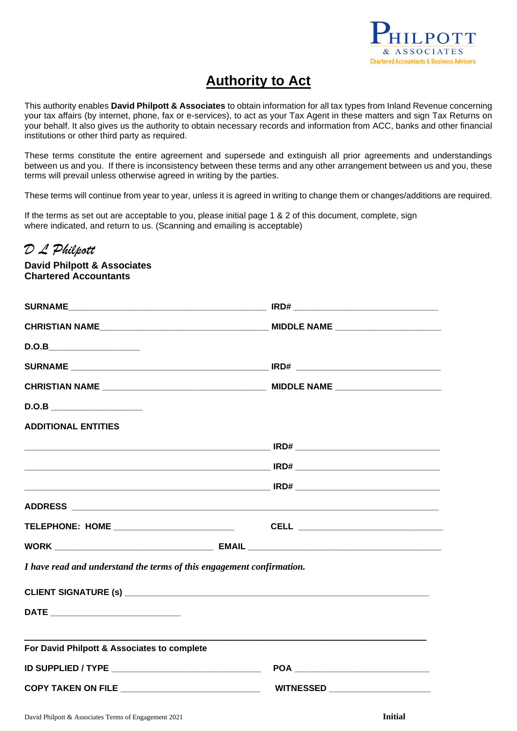Philpott & Associates
Chartered Accountants & Business Advisors

# Authority to Act

This authority enables **David Philpott & Associates** to obtain information for all tax types from Inland Revenue concerning your tax affairs (by internet, phone, fax or e-services), to act as your Tax Agent in these matters and sign Tax Returns on your behalf. It also gives us the authority to obtain necessary records and information from ACC, banks and other financial institutions or other third party as required.

These terms constitute the entire agreement and supersede and extinguish all prior agreements and understandings between us and you. If there is inconsistency between these terms and any other arrangement between us and you, these terms will prevail unless otherwise agreed in writing by the parties.

These terms will continue from year to year, unless it is agreed in writing to change them or changes/additions are required.

If the terms as set out are acceptable to you, please initial page 1 & 2 of this document, complete, sign where indicated, and return to us. (Scanning and emailing is acceptable)

*D L Philpott*

**David Philpott & Associates**
**Chartered Accountants**

**SURNAME**\_\_\_\_\_\_\_\_\_\_\_\_\_\_\_\_\_\_\_\_\_\_\_\_\_\_\_\_\_\_\_\_\_\_\_\_\_\_\_\_\_\_ **IRD#** \_\_\_\_\_\_\_\_\_\_\_\_\_\_\_\_\_\_\_\_\_\_\_\_\_\_\_\_\_\_

**CHRISTIAN NAME**\_\_\_\_\_\_\_\_\_\_\_\_\_\_\_\_\_\_\_\_\_\_\_\_\_\_\_\_\_\_\_\_\_\_\_\_ **MIDDLE NAME** \_\_\_\_\_\_\_\_\_\_\_\_\_\_\_\_\_\_\_\_\_\_

**D.O.B**\_\_\_\_\_\_\_\_\_\_\_\_\_\_\_\_\_\_\_

**SURNAME** \_\_\_\_\_\_\_\_\_\_\_\_\_\_\_\_\_\_\_\_\_\_\_\_\_\_\_\_\_\_\_\_\_\_\_\_\_\_\_\_\_\_ **IRD#** \_\_\_\_\_\_\_\_\_\_\_\_\_\_\_\_\_\_\_\_\_\_\_\_\_\_\_\_\_\_

**CHRISTIAN NAME** \_\_\_\_\_\_\_\_\_\_\_\_\_\_\_\_\_\_\_\_\_\_\_\_\_\_\_\_\_\_\_\_\_\_\_ **MIDDLE NAME** \_\_\_\_\_\_\_\_\_\_\_\_\_\_\_\_\_\_\_\_\_\_

**D.O.B** \_\_\_\_\_\_\_\_\_\_\_\_\_\_\_\_\_\_\_

**ADDITIONAL ENTITIES**

\_\_\_\_\_\_\_\_\_\_\_\_\_\_\_\_\_\_\_\_\_\_\_\_\_\_\_\_\_\_\_\_\_\_\_\_\_\_\_\_\_\_\_\_\_\_\_\_\_\_\_ **IRD#** \_\_\_\_\_\_\_\_\_\_\_\_\_\_\_\_\_\_\_\_\_\_\_\_\_\_\_\_\_\_

\_\_\_\_\_\_\_\_\_\_\_\_\_\_\_\_\_\_\_\_\_\_\_\_\_\_\_\_\_\_\_\_\_\_\_\_\_\_\_\_\_\_\_\_\_\_\_\_\_\_\_ **IRD#** \_\_\_\_\_\_\_\_\_\_\_\_\_\_\_\_\_\_\_\_\_\_\_\_\_\_\_\_\_\_

\_\_\_\_\_\_\_\_\_\_\_\_\_\_\_\_\_\_\_\_\_\_\_\_\_\_\_\_\_\_\_\_\_\_\_\_\_\_\_\_\_\_\_\_\_\_\_\_\_\_\_ **IRD#** \_\_\_\_\_\_\_\_\_\_\_\_\_\_\_\_\_\_\_\_\_\_\_\_\_\_\_\_\_\_

**ADDRESS** \_\_\_\_\_\_\_\_\_\_\_\_\_\_\_\_\_\_\_\_\_\_\_\_\_\_\_\_\_\_\_\_\_\_\_\_\_\_\_\_\_\_\_\_\_\_\_\_\_\_\_\_\_\_\_\_\_\_\_\_\_\_\_\_\_\_\_\_\_\_\_\_\_\_

**TELEPHONE: HOME** \_\_\_\_\_\_\_\_\_\_\_\_\_\_\_\_\_\_\_\_\_\_\_\_\_ **CELL** \_\_\_\_\_\_\_\_\_\_\_\_\_\_\_\_\_\_\_\_\_\_\_\_\_\_\_\_\_\_\_

**WORK** \_\_\_\_\_\_\_\_\_\_\_\_\_\_\_\_\_\_\_\_\_\_\_\_\_\_\_\_\_\_\_\_\_ **EMAIL** \_\_\_\_\_\_\_\_\_\_\_\_\_\_\_\_\_\_\_\_\_\_\_\_\_\_\_\_\_\_\_\_\_\_\_\_\_\_\_\_

***I have read and understand the terms of this engagement confirmation.***

**CLIENT SIGNATURE (s)** \_\_\_\_\_\_\_\_\_\_\_\_\_\_\_\_\_\_\_\_\_\_\_\_\_\_\_\_\_\_\_\_\_\_\_\_\_\_\_\_\_\_\_\_\_\_\_\_\_\_\_\_\_\_\_\_\_\_\_\_\_

**DATE** \_\_\_\_\_\_\_\_\_\_\_\_\_\_\_\_\_\_\_\_\_\_\_\_\_\_\_

---

**For David Philpott & Associates to complete**

**ID SUPPLIED / TYPE** \_\_\_\_\_\_\_\_\_\_\_\_\_\_\_\_\_\_\_\_\_\_\_\_\_\_\_\_\_\_\_ **POA** \_\_\_\_\_\_\_\_\_\_\_\_\_\_\_\_\_\_\_\_\_\_\_\_\_\_\_\_

**COPY TAKEN ON FILE** \_\_\_\_\_\_\_\_\_\_\_\_\_\_\_\_\_\_\_\_\_\_\_\_\_\_\_\_\_ **WITNESSED** \_\_\_\_\_\_\_\_\_\_\_\_\_\_\_\_\_\_\_\_\_

**Initial**